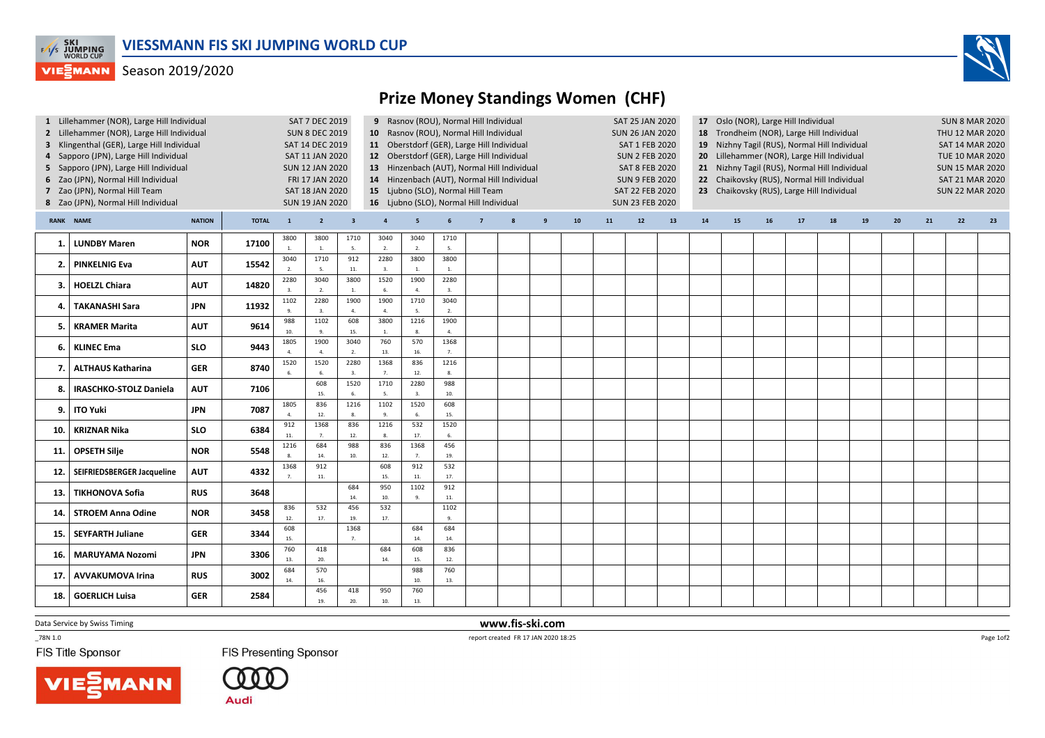# VIESSMANN FIS SKI JUMPING WORLD CUP

Season 2019/2020

## Prize Money Standings Women (CHF)

| No. | Competition | Date |
|---|---|---|
| 1 | Lillehammer (NOR), Large Hill Individual | SAT 7 DEC 2019 |
| 2 | Lillehammer (NOR), Large Hill Individual | SUN 8 DEC 2019 |
| 3 | Klingenthal (GER), Large Hill Individual | SAT 14 DEC 2019 |
| 4 | Sapporo (JPN), Large Hill Individual | SAT 11 JAN 2020 |
| 5 | Sapporo (JPN), Large Hill Individual | SUN 12 JAN 2020 |
| 6 | Zao (JPN), Normal Hill Individual | FRI 17 JAN 2020 |
| 7 | Zao (JPN), Normal Hill Team | SAT 18 JAN 2020 |
| 8 | Zao (JPN), Normal Hill Individual | SUN 19 JAN 2020 |
| 9 | Rasnov (ROU), Normal Hill Individual | SAT 25 JAN 2020 |
| 10 | Rasnov (ROU), Normal Hill Individual | SUN 26 JAN 2020 |
| 11 | Oberstdorf (GER), Large Hill Individual | SAT 1 FEB 2020 |
| 12 | Oberstdorf (GER), Large Hill Individual | SUN 2 FEB 2020 |
| 13 | Hinzenbach (AUT), Normal Hill Individual | SAT 8 FEB 2020 |
| 14 | Hinzenbach (AUT), Normal Hill Individual | SUN 9 FEB 2020 |
| 15 | Ljubno (SLO), Normal Hill Team | SAT 22 FEB 2020 |
| 16 | Ljubno (SLO), Normal Hill Individual | SUN 23 FEB 2020 |
| 17 | Oslo (NOR), Large Hill Individual | SUN 8 MAR 2020 |
| 18 | Trondheim (NOR), Large Hill Individual | THU 12 MAR 2020 |
| 19 | Nizhny Tagil (RUS), Normal Hill Individual | SAT 14 MAR 2020 |
| 20 | Lillehammer (NOR), Large Hill Individual | TUE 10 MAR 2020 |
| 21 | Nizhny Tagil (RUS), Normal Hill Individual | SUN 15 MAR 2020 |
| 22 | Chaikovsky (RUS), Normal Hill Individual | SAT 21 MAR 2020 |
| 23 | Chaikovsky (RUS), Large Hill Individual | SUN 22 MAR 2020 |

| RANK | NAME | NATION | TOTAL | 1 | 2 | 3 | 4 | 5 | 6 | 7 | 8 | 9 | 10 | 11 | 12 | 13 | 14 | 15 | 16 | 17 | 18 | 19 | 20 | 21 | 22 | 23 |
|---|---|---|---|---|---|---|---|---|---|---|---|---|---|---|---|---|---|---|---|---|---|---|---|---|---|---|
| 1. | LUNDBY Maren | NOR | 17100 | 3800 1. | 3800 1. | 1710 5. | 3040 2. | 3040 2. | 1710 5. | | | | | | | | | | | | | | | | | |
| 2. | PINKELNIG Eva | AUT | 15542 | 3040 2. | 1710 5. | 912 11. | 2280 3. | 3800 1. | 3800 1. | | | | | | | | | | | | | | | | | |
| 3. | HOELZL Chiara | AUT | 14820 | 2280 3. | 3040 2. | 3800 1. | 1520 6. | 1900 4. | 2280 3. | | | | | | | | | | | | | | | | | |
| 4. | TAKANASHI Sara | JPN | 11932 | 1102 9. | 2280 3. | 1900 4. | 1900 4. | 1710 5. | 3040 2. | | | | | | | | | | | | | | | | | |
| 5. | KRAMER Marita | AUT | 9614 | 988 10. | 1102 9. | 608 15. | 3800 1. | 1216 8. | 1900 4. | | | | | | | | | | | | | | | | | |
| 6. | KLINEC Ema | SLO | 9443 | 1805 4. | 1900 4. | 3040 2. | 760 13. | 570 16. | 1368 7. | | | | | | | | | | | | | | | | | |
| 7. | ALTHAUS Katharina | GER | 8740 | 1520 6. | 1520 6. | 2280 3. | 1368 7. | 836 12. | 1216 8. | | | | | | | | | | | | | | | | | |
| 8. | IRASCHKO-STOLZ Daniela | AUT | 7106 | | 608 15. | 1520 6. | 1710 5. | 2280 3. | 988 10. | | | | | | | | | | | | | | | | | |
| 9. | ITO Yuki | JPN | 7087 | 1805 4. | 836 12. | 1216 8. | 1102 9. | 1520 6. | 608 15. | | | | | | | | | | | | | | | | | |
| 10. | KRIZNAR Nika | SLO | 6384 | 912 11. | 1368 7. | 836 12. | 1216 8. | 532 17. | 1520 6. | | | | | | | | | | | | | | | | | |
| 11. | OPSETH Silje | NOR | 5548 | 1216 8. | 684 14. | 988 10. | 836 12. | 1368 7. | 456 19. | | | | | | | | | | | | | | | | | |
| 12. | SEIFRIEDSBERGER Jacqueline | AUT | 4332 | 1368 7. | 912 11. | | 608 15. | 912 11. | 532 17. | | | | | | | | | | | | | | | | | |
| 13. | TIKHONOVA Sofia | RUS | 3648 | | | 684 14. | 950 10. | 1102 9. | 912 11. | | | | | | | | | | | | | | | | | |
| 14. | STROEM Anna Odine | NOR | 3458 | 836 12. | 532 17. | 456 19. | 532 17. | | 1102 9. | | | | | | | | | | | | | | | | | |
| 15. | SEYFARTH Juliane | GER | 3344 | 608 15. | | 1368 7. | | 684 14. | 684 14. | | | | | | | | | | | | | | | | | |
| 16. | MARUYAMA Nozomi | JPN | 3306 | 760 13. | 418 20. | | 684 14. | 608 15. | 836 12. | | | | | | | | | | | | | | | | | |
| 17. | AVVAKUMOVA Irina | RUS | 3002 | 684 14. | 570 16. | | | 988 10. | 760 13. | | | | | | | | | | | | | | | | | |
| 18. | GOERLICH Luisa | GER | 2584 | | 456 19. | 418 20. | 950 10. | 760 13. | | | | | | | | | | | | | | | | | | |

Data Service by Swiss Timing

www.fis-ski.com

_78N 1.0

report created FR 17 JAN 2020 18:25

FIS Title Sponsor

FIS Presenting Sponsor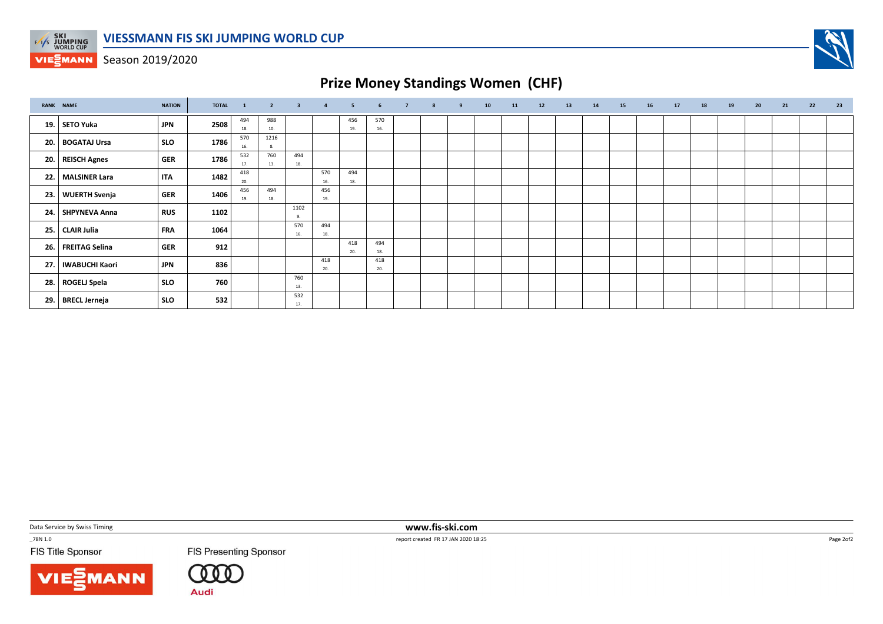# Prize Money Standings Women (CHF)

VIESSMANN FIS SKI JUMPING WORLD CUP

Season 2019/2020

| RANK | NAME | NATION | TOTAL | 1 | 2 | 3 | 4 | 5 | 6 | 7 | 8 | 9 | 10 | 11 | 12 | 13 | 14 | 15 | 16 | 17 | 18 | 19 | 20 | 21 | 22 | 23 |
|---|---|---|---|---|---|---|---|---|---|---|---|---|---|---|---|---|---|---|---|---|---|---|---|---|---|---|
| 19. | SETO Yuka | JPN | 2508 | 494 18. | 988 10. | | | 456 19. | 570 16. | | | | | | | | | | | | | | | | | |
| 20. | BOGATAJ Ursa | SLO | 1786 | 570 16. | 1216 8. | | | | | | | | | | | | | | | | | | | | | |
| 20. | REISCH Agnes | GER | 1786 | 532 17. | 760 13. | 494 18. | | | | | | | | | | | | | | | | | | | | |
| 22. | MALSINER Lara | ITA | 1482 | 418 20. | | | 570 16. | 494 18. | | | | | | | | | | | | | | | | | | |
| 23. | WUERTH Svenja | GER | 1406 | 456 19. | 494 18. | | 456 19. | | | | | | | | | | | | | | | | | | | |
| 24. | SHPYNEVA Anna | RUS | 1102 | | | 1102 9. | | | | | | | | | | | | | | | | | | | | |
| 25. | CLAIR Julia | FRA | 1064 | | | 570 16. | 494 18. | | | | | | | | | | | | | | | | | | | |
| 26. | FREITAG Selina | GER | 912 | | | | | 418 20. | 494 18. | | | | | | | | | | | | | | | | | |
| 27. | IWABUCHI Kaori | JPN | 836 | | | | 418 20. | | 418 20. | | | | | | | | | | | | | | | | | |
| 28. | ROGELJ Spela | SLO | 760 | | | 760 13. | | | | | | | | | | | | | | | | | | | | |
| 29. | BRECL Jerneja | SLO | 532 | | | 532 17. | | | | | | | | | | | | | | | | | | | | |

Data Service by Swiss Timing

www.fis-ski.com

_78N 1.0

report created FR 17 JAN 2020 18:25

FIS Title Sponsor

FIS Presenting Sponsor